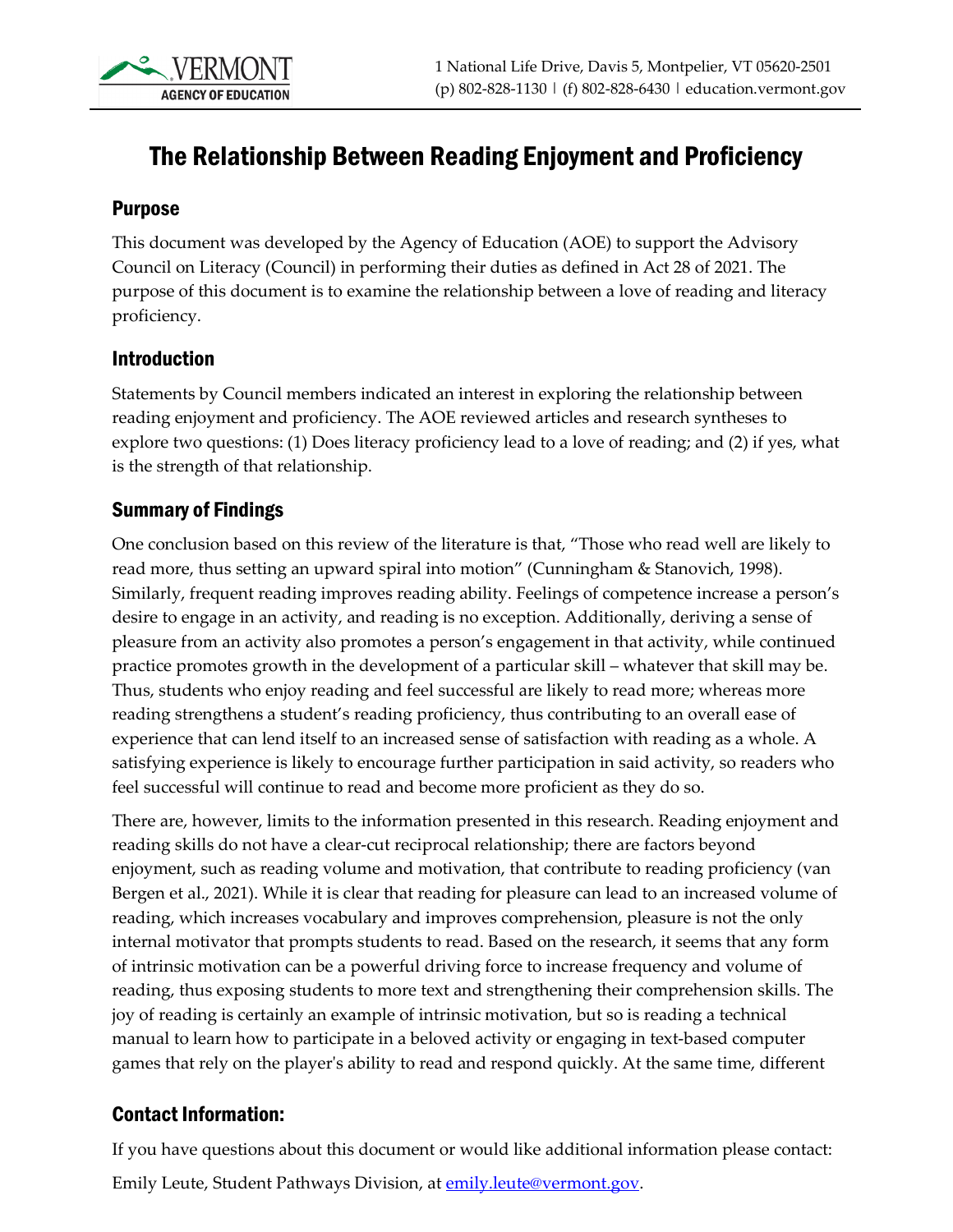# The Relationship Between Reading Enjoyment and Proficiency

## Purpose

This document was developed by the Agency of Education (AOE) to support the Advisory Council on Literacy (Council) in performing their duties as defined in Act 28 of 2021. The purpose of this document is to examine the relationship between a love of reading and literacy proficiency.

## Introduction

Statements by Council members indicated an interest in exploring the relationship between reading enjoyment and proficiency. The AOE reviewed articles and research syntheses to explore two questions: (1) Does literacy proficiency lead to a love of reading; and (2) if yes, what is the strength of that relationship.

## Summary of Findings

One conclusion based on this review of the literature is that, "Those who read well are likely to read more, thus setting an upward spiral into motion" (Cunningham & Stanovich, 1998). Similarly, frequent reading improves reading ability. Feelings of competence increase a person's desire to engage in an activity, and reading is no exception. Additionally, deriving a sense of pleasure from an activity also promotes a person's engagement in that activity, while continued practice promotes growth in the development of a particular skill – whatever that skill may be. Thus, students who enjoy reading and feel successful are likely to read more; whereas more reading strengthens a student's reading proficiency, thus contributing to an overall ease of experience that can lend itself to an increased sense of satisfaction with reading as a whole. A satisfying experience is likely to encourage further participation in said activity, so readers who feel successful will continue to read and become more proficient as they do so.

There are, however, limits to the information presented in this research. Reading enjoyment and reading skills do not have a clear-cut reciprocal relationship; there are factors beyond enjoyment, such as reading volume and motivation, that contribute to reading proficiency (van Bergen et al., 2021). While it is clear that reading for pleasure can lead to an increased volume of reading, which increases vocabulary and improves comprehension, pleasure is not the only internal motivator that prompts students to read. Based on the research, it seems that any form of intrinsic motivation can be a powerful driving force to increase frequency and volume of reading, thus exposing students to more text and strengthening their comprehension skills. The joy of reading is certainly an example of intrinsic motivation, but so is reading a technical manual to learn how to participate in a beloved activity or engaging in text-based computer games that rely on the player's ability to read and respond quickly. At the same time, different

## Contact Information:

If you have questions about this document or would like additional information please contact:

Emily Leute, Student Pathways Division, at emily.leute@vermont.gov.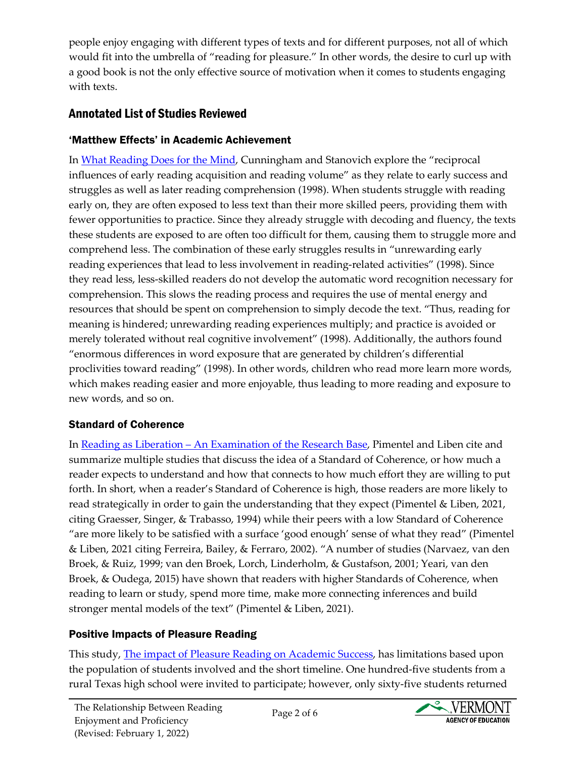people enjoy engaging with different types of texts and for different purposes, not all of which would fit into the umbrella of "reading for pleasure." In other words, the desire to curl up with a good book is not the only effective source of motivation when it comes to students engaging with texts.

## Annotated List of Studies Reviewed

### 'Matthew Effects' in Academic Achievement

In What Reading Does for the Mind, Cunningham and Stanovich explore the "reciprocal influences of early reading acquisition and reading volume" as they relate to early success and struggles as well as later reading comprehension (1998). When students struggle with reading early on, they are often exposed to less text than their more skilled peers, providing them with fewer opportunities to practice. Since they already struggle with decoding and fluency, the texts these students are exposed to are often too difficult for them, causing them to struggle more and comprehend less. The combination of these early struggles results in "unrewarding early reading experiences that lead to less involvement in reading-related activities" (1998). Since they read less, less-skilled readers do not develop the automatic word recognition necessary for comprehension. This slows the reading process and requires the use of mental energy and resources that should be spent on comprehension to simply decode the text. "Thus, reading for meaning is hindered; unrewarding reading experiences multiply; and practice is avoided or merely tolerated without real cognitive involvement" (1998). Additionally, the authors found "enormous differences in word exposure that are generated by children's differential proclivities toward reading" (1998). In other words, children who read more learn more words, which makes reading easier and more enjoyable, thus leading to more reading and exposure to new words, and so on.

### Standard of Coherence

In Reading as Liberation – An Examination of the Research Base, Pimentel and Liben cite and summarize multiple studies that discuss the idea of a Standard of Coherence, or how much a reader expects to understand and how that connects to how much effort they are willing to put forth. In short, when a reader's Standard of Coherence is high, those readers are more likely to read strategically in order to gain the understanding that they expect (Pimentel & Liben, 2021, citing Graesser, Singer, & Trabasso, 1994) while their peers with a low Standard of Coherence "are more likely to be satisfied with a surface 'good enough' sense of what they read" (Pimentel & Liben, 2021 citing Ferreira, Bailey, & Ferraro, 2002). "A number of studies (Narvaez, van den Broek, & Ruiz, 1999; van den Broek, Lorch, Linderholm, & Gustafson, 2001; Yeari, van den Broek, & Oudega, 2015) have shown that readers with higher Standards of Coherence, when reading to learn or study, spend more time, make more connecting inferences and build stronger mental models of the text" (Pimentel & Liben, 2021).

### Positive Impacts of Pleasure Reading

This study, The impact of Pleasure Reading on Academic Success, has limitations based upon the population of students involved and the short timeline. One hundred-five students from a rural Texas high school were invited to participate; however, only sixty-five students returned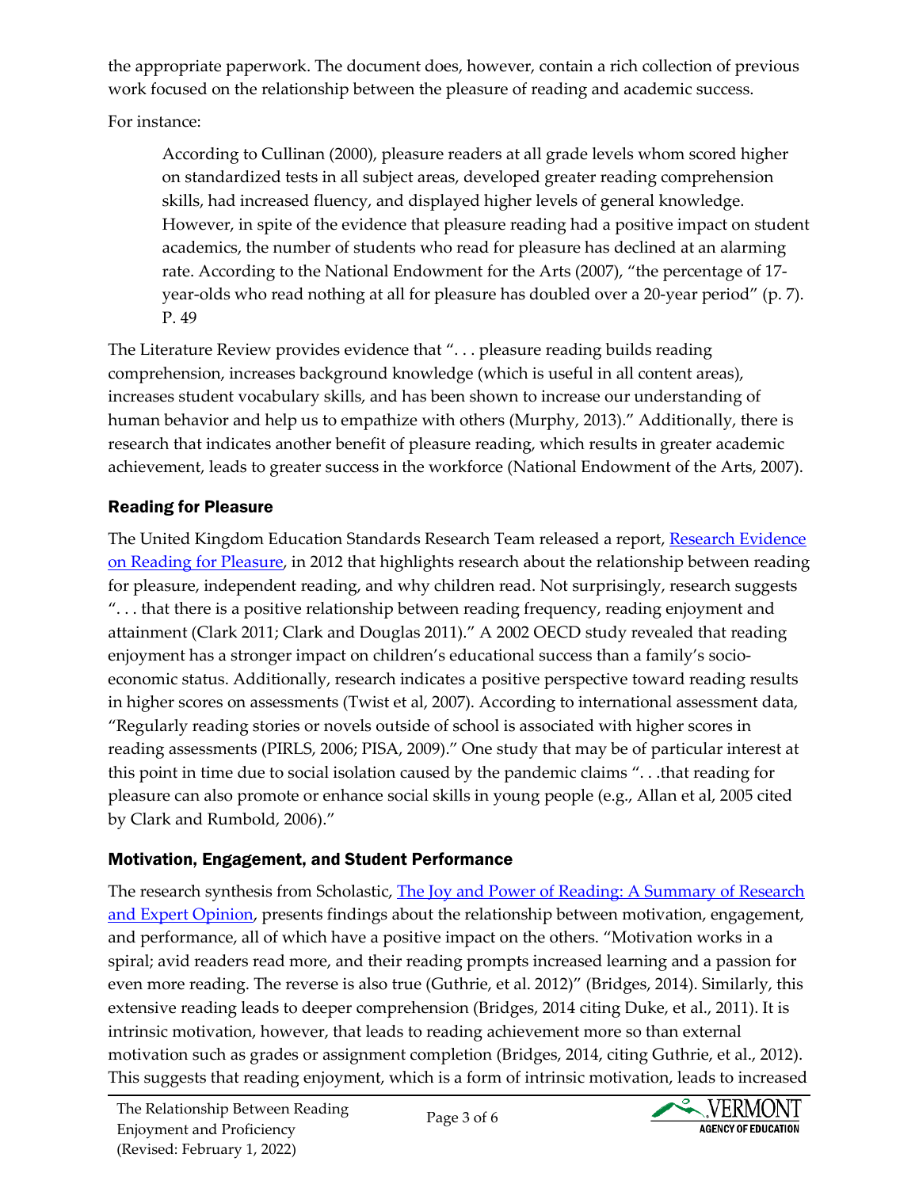the appropriate paperwork. The document does, however, contain a rich collection of previous work focused on the relationship between the pleasure of reading and academic success.

For instance:

> According to Cullinan (2000), pleasure readers at all grade levels whom scored higher on standardized tests in all subject areas, developed greater reading comprehension skills, had increased fluency, and displayed higher levels of general knowledge. However, in spite of the evidence that pleasure reading had a positive impact on student academics, the number of students who read for pleasure has declined at an alarming rate. According to the National Endowment for the Arts (2007), "the percentage of 17-year-olds who read nothing at all for pleasure has doubled over a 20-year period" (p. 7). P. 49

The Literature Review provides evidence that ". . . pleasure reading builds reading comprehension, increases background knowledge (which is useful in all content areas), increases student vocabulary skills, and has been shown to increase our understanding of human behavior and help us to empathize with others (Murphy, 2013)." Additionally, there is research that indicates another benefit of pleasure reading, which results in greater academic achievement, leads to greater success in the workforce (National Endowment of the Arts, 2007).

## Reading for Pleasure

The United Kingdom Education Standards Research Team released a report, [Research Evidence on Reading for Pleasure](), in 2012 that highlights research about the relationship between reading for pleasure, independent reading, and why children read. Not surprisingly, research suggests ". . . that there is a positive relationship between reading frequency, reading enjoyment and attainment (Clark 2011; Clark and Douglas 2011)." A 2002 OECD study revealed that reading enjoyment has a stronger impact on children's educational success than a family's socio-economic status. Additionally, research indicates a positive perspective toward reading results in higher scores on assessments (Twist et al, 2007). According to international assessment data, "Regularly reading stories or novels outside of school is associated with higher scores in reading assessments (PIRLS, 2006; PISA, 2009)." One study that may be of particular interest at this point in time due to social isolation caused by the pandemic claims ". . .that reading for pleasure can also promote or enhance social skills in young people (e.g., Allan et al, 2005 cited by Clark and Rumbold, 2006)."

## Motivation, Engagement, and Student Performance

The research synthesis from Scholastic, [The Joy and Power of Reading: A Summary of Research and Expert Opinion](), presents findings about the relationship between motivation, engagement, and performance, all of which have a positive impact on the others. "Motivation works in a spiral; avid readers read more, and their reading prompts increased learning and a passion for even more reading. The reverse is also true (Guthrie, et al. 2012)" (Bridges, 2014). Similarly, this extensive reading leads to deeper comprehension (Bridges, 2014 citing Duke, et al., 2011). It is intrinsic motivation, however, that leads to reading achievement more so than external motivation such as grades or assignment completion (Bridges, 2014, citing Guthrie, et al., 2012). This suggests that reading enjoyment, which is a form of intrinsic motivation, leads to increased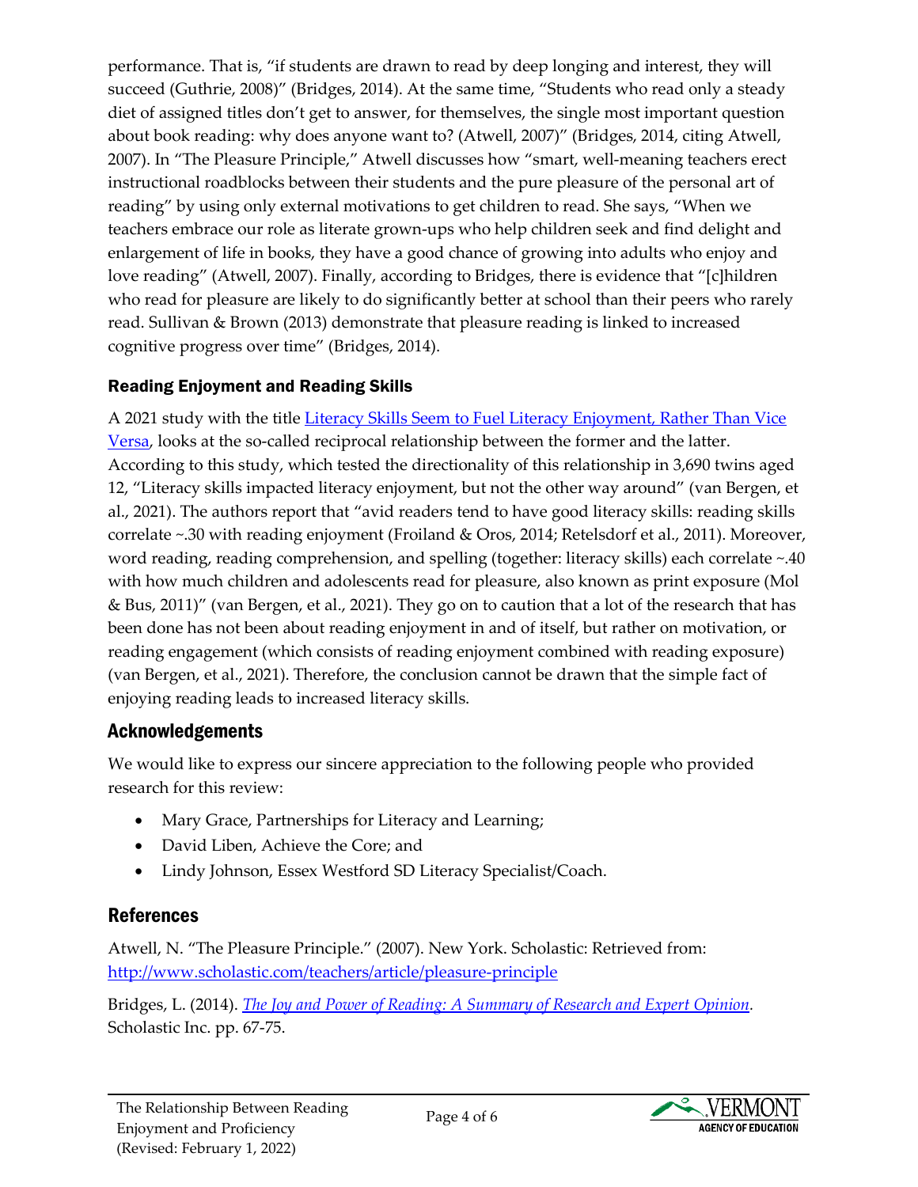performance. That is, "if students are drawn to read by deep longing and interest, they will succeed (Guthrie, 2008)" (Bridges, 2014). At the same time, "Students who read only a steady diet of assigned titles don't get to answer, for themselves, the single most important question about book reading: why does anyone want to? (Atwell, 2007)" (Bridges, 2014, citing Atwell, 2007). In "The Pleasure Principle," Atwell discusses how "smart, well-meaning teachers erect instructional roadblocks between their students and the pure pleasure of the personal art of reading" by using only external motivations to get children to read. She says, "When we teachers embrace our role as literate grown-ups who help children seek and find delight and enlargement of life in books, they have a good chance of growing into adults who enjoy and love reading" (Atwell, 2007). Finally, according to Bridges, there is evidence that "[c]hildren who read for pleasure are likely to do significantly better at school than their peers who rarely read. Sullivan & Brown (2013) demonstrate that pleasure reading is linked to increased cognitive progress over time" (Bridges, 2014).

### Reading Enjoyment and Reading Skills

A 2021 study with the title Literacy Skills Seem to Fuel Literacy Enjoyment, Rather Than Vice Versa, looks at the so-called reciprocal relationship between the former and the latter. According to this study, which tested the directionality of this relationship in 3,690 twins aged 12, "Literacy skills impacted literacy enjoyment, but not the other way around" (van Bergen, et al., 2021). The authors report that "avid readers tend to have good literacy skills: reading skills correlate ~.30 with reading enjoyment (Froiland & Oros, 2014; Retelsdorf et al., 2011). Moreover, word reading, reading comprehension, and spelling (together: literacy skills) each correlate ~.40 with how much children and adolescents read for pleasure, also known as print exposure (Mol & Bus, 2011)" (van Bergen, et al., 2021). They go on to caution that a lot of the research that has been done has not been about reading enjoyment in and of itself, but rather on motivation, or reading engagement (which consists of reading enjoyment combined with reading exposure) (van Bergen, et al., 2021). Therefore, the conclusion cannot be drawn that the simple fact of enjoying reading leads to increased literacy skills.

## Acknowledgements

We would like to express our sincere appreciation to the following people who provided research for this review:

- Mary Grace, Partnerships for Literacy and Learning;
- David Liben, Achieve the Core; and
- Lindy Johnson, Essex Westford SD Literacy Specialist/Coach.

## References

Atwell, N. "The Pleasure Principle." (2007). New York. Scholastic: Retrieved from: http://www.scholastic.com/teachers/article/pleasure-principle

Bridges, L. (2014). *The Joy and Power of Reading: A Summary of Research and Expert Opinion*. Scholastic Inc. pp. 67-75.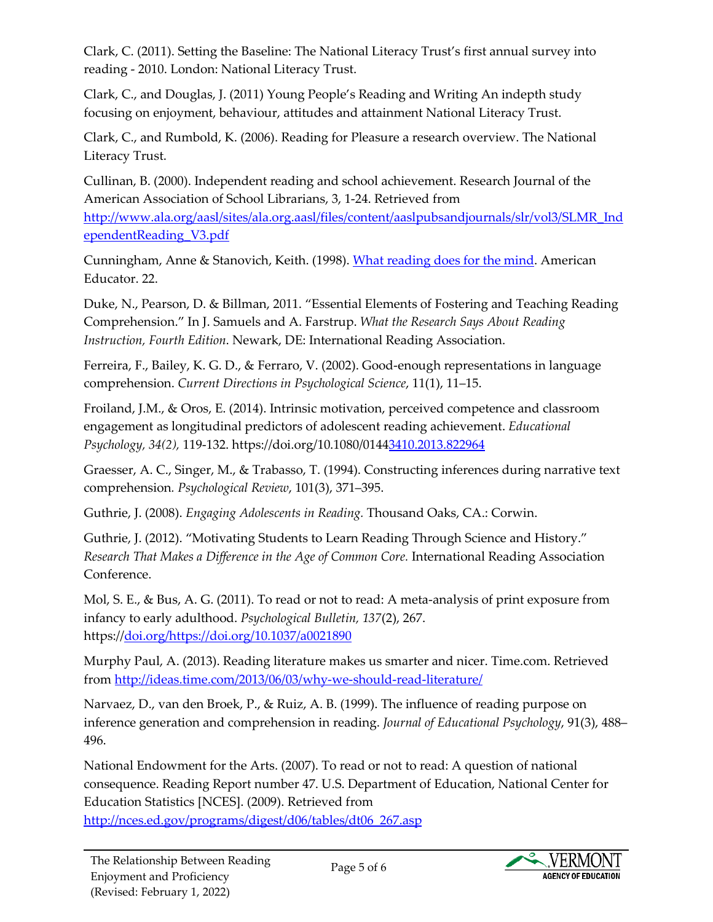Clark, C. (2011). Setting the Baseline: The National Literacy Trust's first annual survey into reading - 2010. London: National Literacy Trust.

Clark, C., and Douglas, J. (2011) Young People's Reading and Writing An indepth study focusing on enjoyment, behaviour, attitudes and attainment National Literacy Trust.

Clark, C., and Rumbold, K. (2006). Reading for Pleasure a research overview. The National Literacy Trust.

Cullinan, B. (2000). Independent reading and school achievement. Research Journal of the American Association of School Librarians, 3, 1-24. Retrieved from [http://www.ala.org/aasl/sites/ala.org.aasl/files/content/aaslpubsandjournals/slr/vol3/SLMR_IndependentReading_V3.pdf](http://www.ala.org/aasl/sites/ala.org.aasl/files/content/aaslpubsandjournals/slr/vol3/SLMR_IndependentReading_V3.pdf)

Cunningham, Anne & Stanovich, Keith. (1998). [What reading does for the mind](). American Educator. 22.

Duke, N., Pearson, D. & Billman, 2011. "Essential Elements of Fostering and Teaching Reading Comprehension." In J. Samuels and A. Farstrup. *What the Research Says About Reading Instruction, Fourth Edition*. Newark, DE: International Reading Association.

Ferreira, F., Bailey, K. G. D., & Ferraro, V. (2002). Good-enough representations in language comprehension. *Current Directions in Psychological Science*, 11(1), 11–15.

Froiland, J.M., & Oros, E. (2014). Intrinsic motivation, perceived competence and classroom engagement as longitudinal predictors of adolescent reading achievement. *Educational Psychology, 34(2),* 119-132. https://doi.org/10.1080/01443410.2013.822964

Graesser, A. C., Singer, M., & Trabasso, T. (1994). Constructing inferences during narrative text comprehension. *Psychological Review*, 101(3), 371–395.

Guthrie, J. (2008). *Engaging Adolescents in Reading.* Thousand Oaks, CA.: Corwin.

Guthrie, J. (2012). "Motivating Students to Learn Reading Through Science and History." *Research That Makes a Difference in the Age of Common Core.* International Reading Association Conference.

Mol, S. E., & Bus, A. G. (2011). To read or not to read: A meta-analysis of print exposure from infancy to early adulthood. *Psychological Bulletin, 137*(2), 267. https://doi.org/https://doi.org/10.1037/a0021890

Murphy Paul, A. (2013). Reading literature makes us smarter and nicer. Time.com. Retrieved from [http://ideas.time.com/2013/06/03/why-we-should-read-literature/](http://ideas.time.com/2013/06/03/why-we-should-read-literature/)

Narvaez, D., van den Broek, P., & Ruiz, A. B. (1999). The influence of reading purpose on inference generation and comprehension in reading. *Journal of Educational Psychology*, 91(3), 488–496.

National Endowment for the Arts. (2007). To read or not to read: A question of national consequence. Reading Report number 47. U.S. Department of Education, National Center for Education Statistics [NCES]. (2009). Retrieved from [http://nces.ed.gov/programs/digest/d06/tables/dt06_267.asp](http://nces.ed.gov/programs/digest/d06/tables/dt06_267.asp)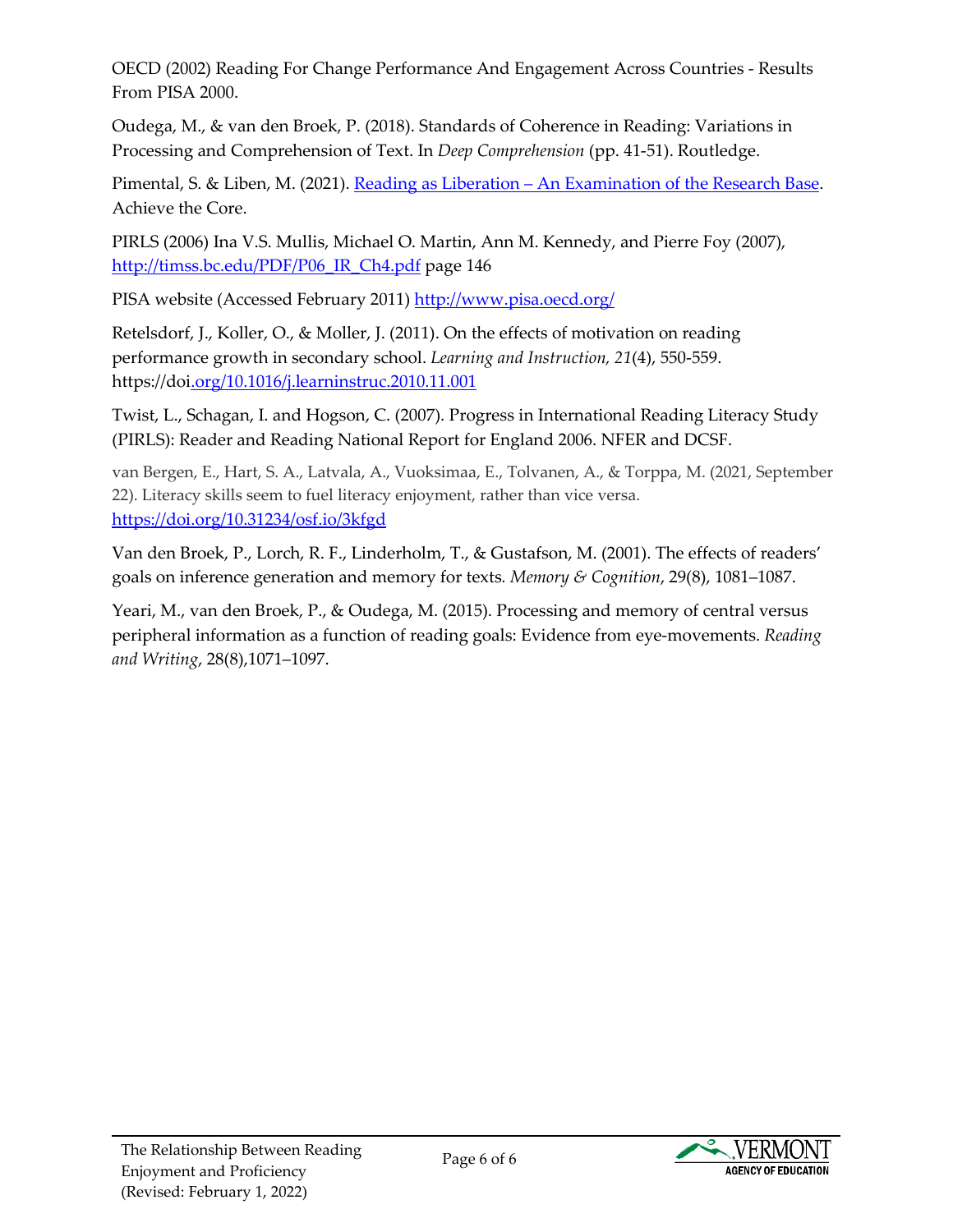OECD (2002) Reading For Change Performance And Engagement Across Countries - Results From PISA 2000.

Oudega, M., & van den Broek, P. (2018). Standards of Coherence in Reading: Variations in Processing and Comprehension of Text. In *Deep Comprehension* (pp. 41-51). Routledge.

Pimental, S. & Liben, M. (2021). [Reading as Liberation – An Examination of the Research Base](). Achieve the Core.

PIRLS (2006) Ina V.S. Mullis, Michael O. Martin, Ann M. Kennedy, and Pierre Foy (2007), [http://timss.bc.edu/PDF/P06_IR_Ch4.pdf](http://timss.bc.edu/PDF/P06_IR_Ch4.pdf) page 146

PISA website (Accessed February 2011) [http://www.pisa.oecd.org/](http://www.pisa.oecd.org/)

Retelsdorf, J., Koller, O., & Moller, J. (2011). On the effects of motivation on reading performance growth in secondary school. *Learning and Instruction, 21*(4), 550-559. https://doi.org/10.1016/j.learninstruc.2010.11.001

Twist, L., Schagan, I. and Hogson, C. (2007). Progress in International Reading Literacy Study (PIRLS): Reader and Reading National Report for England 2006. NFER and DCSF.

van Bergen, E., Hart, S. A., Latvala, A., Vuoksimaa, E., Tolvanen, A., & Torppa, M. (2021, September 22). Literacy skills seem to fuel literacy enjoyment, rather than vice versa. [https://doi.org/10.31234/osf.io/3kfgd](https://doi.org/10.31234/osf.io/3kfgd)

Van den Broek, P., Lorch, R. F., Linderholm, T., & Gustafson, M. (2001). The effects of readers' goals on inference generation and memory for texts. *Memory & Cognition*, 29(8), 1081–1087.

Yeari, M., van den Broek, P., & Oudega, M. (2015). Processing and memory of central versus peripheral information as a function of reading goals: Evidence from eye-movements. *Reading and Writing*, 28(8),1071–1097.